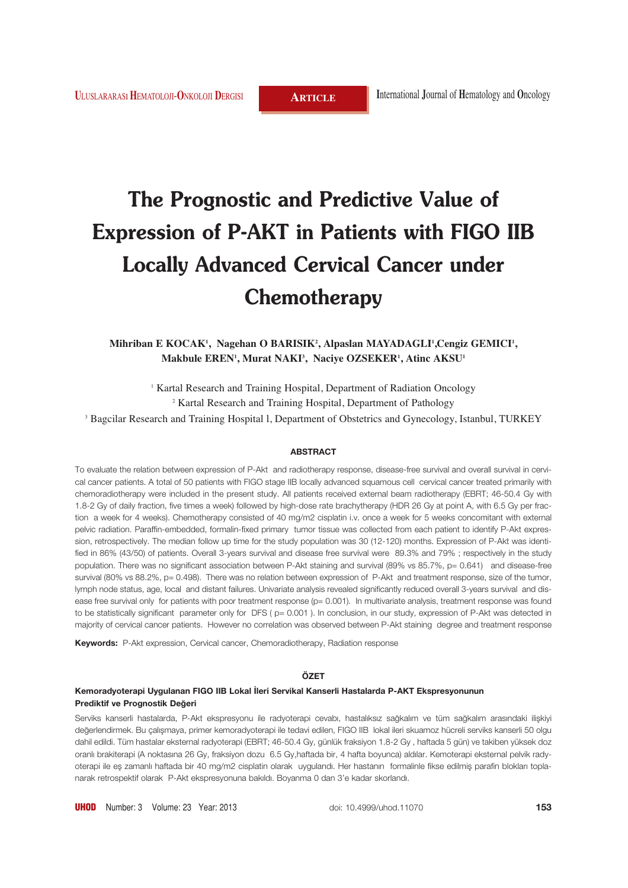# The Prognostic and Predictive Value of Expression of P-AKT in Patients with FIGO IIB Locally Advanced Cervical Cancer under Chemotherapy

**Mihriban E KOCAK[1], Nagehan O BARISIK[2], Alpaslan MAYADAGLI[1],Cengiz GEMICI[1], Makbule EREN[1], Murat NAKI[3], Naciye OZSEKER[1], Atinc AKSU[1]**

[1] Kartal Research and Training Hospital, Department of Radiation Oncology
[2] Kartal Research and Training Hospital, Department of Pathology
[3] Bagcilar Research and Training Hospital l, Department of Obstetrics and Gynecology, Istanbul, TURKEY

## ABSTRACT

To evaluate the relation between expression of P-Akt and radiotherapy response, disease-free survival and overall survival in cervical cancer patients. A total of 50 patients with FIGO stage IIB locally advanced squamous cell cervical cancer treated primarily with chemoradiotherapy were included in the present study. All patients received external beam radiotherapy (EBRT; 46-50.4 Gy with 1.8-2 Gy of daily fraction, five times a week) followed by high-dose rate brachytherapy (HDR 26 Gy at point A, with 6.5 Gy per fraction a week for 4 weeks). Chemotherapy consisted of 40 mg/m2 cisplatin i.v. once a week for 5 weeks concomitant with external pelvic radiation. Paraffin-embedded, formalin-fixed primary tumor tissue was collected from each patient to identify P-Akt expression, retrospectively. The median follow up time for the study population was 30 (12-120) months. Expression of P-Akt was identified in 86% (43/50) of patients. Overall 3-years survival and disease free survival were 89.3% and 79% ; respectively in the study population. There was no significant association between P-Akt staining and survival (89% vs 85.7%, p= 0.641) and disease-free survival (80% vs 88.2%, p= 0.498). There was no relation between expression of P-Akt and treatment response, size of the tumor, lymph node status, age, local and distant failures. Univariate analysis revealed significantly reduced overall 3-years survival and disease free survival only for patients with poor treatment response (p= 0.001). In multivariate analysis, treatment response was found to be statistically significant parameter only for DFS ( p= 0.001 ). In conclusion, in our study, expression of P-Akt was detected in majority of cervical cancer patients. However no correlation was observed between P-Akt staining degree and treatment response

**Keywords:** P-Akt expression, Cervical cancer, Chemoradiotherapy, Radiation response

## ÖZET

### Kemoradyoterapi Uygulanan FIGO IIB Lokal İleri Servikal Kanserli Hastalarda P-AKT Ekspresyonunun Prediktif ve Prognostik Değeri

Serviks kanserli hastalarda, P-Akt ekspresyonu ile radyoterapi cevabı, hastalıksız sağkalım ve tüm sağkalım arasındaki ilişkiyi değerlendirmek. Bu çalışmaya, primer kemoradyoterapi ile tedavi edilen, FIGO IIB lokal ileri skuamoz hücreli serviks kanserli 50 olgu dahil edildi. Tüm hastalar eksternal radyoterapi (EBRT; 46-50.4 Gy, günlük fraksiyon 1.8-2 Gy , haftada 5 gün) ve takiben yüksek doz oranlı brakiterapi (A noktasına 26 Gy, fraksiyon dozu 6.5 Gy,haftada bir, 4 hafta boyunca) aldılar. Kemoterapi eksternal pelvik radyoterapi ile eş zamanlı haftada bir 40 mg/m2 cisplatin olarak uygulandı. Her hastanın formalinle fikse edilmiş parafin blokları toplanarak retrospektif olarak P-Akt ekspresyonuna bakıldı. Boyanma 0 dan 3'e kadar skorlandı.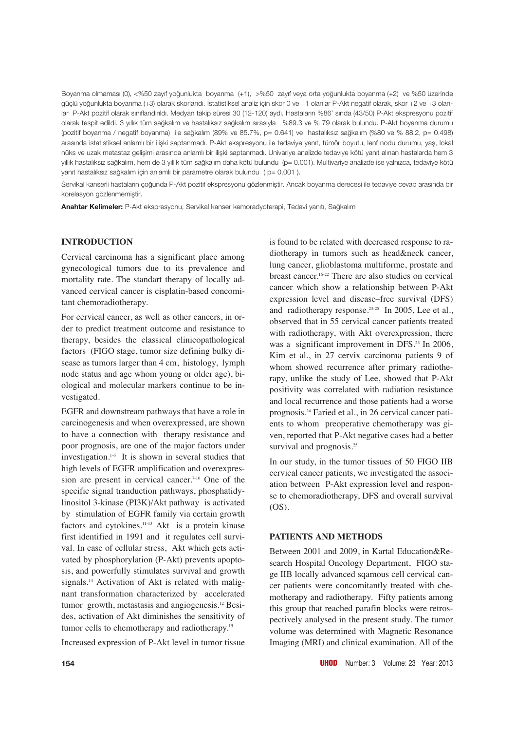Boyanma olmaması (0), <%50 zayıf yoğunlukta boyanma (+1), >%50 zayıf veya orta yoğunlukta boyanma (+2) ve %50 üzerinde güçlü yoğunlukta boyanma (+3) olarak skorlandı. İstatistiksel analiz için skor 0 ve +1 olanlar P-Akt negatif olarak, skor +2 ve +3 olanlar P-Akt pozitif olarak sınıflandırıldı. Medyan takip süresi 30 (12-120) aydı. Hastaların %86' sında (43/50) P-Akt ekspresyonu pozitif olarak tespit edildi. 3 yıllık tüm sağkalım ve hastalıksız sağkalım sırasıyla %89.3 ve % 79 olarak bulundu. P-Akt boyanma durumu (pozitif boyanma / negatif boyanma) ile sağkalım (89% ve 85.7%, p= 0.641) ve hastalıksız sağkalım (%80 ve % 88.2, p= 0.498) arasında istatistiksel anlamlı bir ilişki saptanmadı. P-Akt ekspresyonu ile tedaviye yanıt, tümör boyutu, lenf nodu durumu, yaş, lokal nüks ve uzak metastaz gelişimi arasında anlamlı bir ilişki saptanmadı. Univariye analizde tedaviye kötü yanıt alınan hastalarda hem 3 yıllık hastalıksız sağkalım, hem de 3 yıllık tüm sağkalım daha kötü bulundu (p= 0.001). Multivariye analizde ise yalnızca, tedaviye kötü yanıt hastalıksız sağkalım için anlamlı bir parametre olarak bulundu ( p= 0.001 ).

Servikal kanserli hastaların çoğunda P-Akt pozitif ekspresyonu gözlenmiştir. Ancak boyanma derecesi ile tedaviye cevap arasında bir korelasyon gözlenmemiştir.

**Anahtar Kelimeler:** P-Akt ekspresyonu, Servikal kanser kemoradyoterapi, Tedavi yanıtı, Sağkalım

## INTRODUCTION

Cervical carcinoma has a significant place among gynecological tumors due to its prevalence and mortality rate. The standart therapy of locally advanced cervical cancer is cisplatin-based concomitant chemoradiotherapy.

For cervical cancer, as well as other cancers, in order to predict treatment outcome and resistance to therapy, besides the classical clinicopathological factors (FIGO stage, tumor size defining bulky disease as tumors larger than 4 cm, histology, lymph node status and age whom young or older age), biological and molecular markers continue to be investigated.

EGFR and downstream pathways that have a role in carcinogenesis and when overexpressed, are shown to have a connection with therapy resistance and poor prognosis, are one of the major factors under investigation.[1-6] It is shown in several studies that high levels of EGFR amplification and overexpression are present in cervical cancer.[7-10] One of the specific signal tranduction pathways, phosphatidylinositol 3-kinase (PI3K)/Akt pathway is activated by stimulation of EGFR family via certain growth factors and cytokines.[11-13] Akt is a protein kinase first identified in 1991 and it regulates cell survival. In case of cellular stress, Akt which gets activated by phosphorylation (P-Akt) prevents apoptosis, and powerfully stimulates survival and growth signals.[14] Activation of Akt is related with malignant transformation characterized by accelerated tumor growth, metastasis and angiogenesis.[12] Besides, activation of Akt diminishes the sensitivity of tumor cells to chemotherapy and radiotherapy.[15]

Increased expression of P-Akt level in tumor tissue is found to be related with decreased response to radiotherapy in tumors such as head&neck cancer, lung cancer, glioblastoma multiforme, prostate and breast cancer.[16-22] There are also studies on cervical cancer which show a relationship between P-Akt expression level and disease–free survival (DFS) and radiotherapy response.[23-25] In 2005, Lee et al., observed that in 55 cervical cancer patients treated with radiotherapy, with Akt overexpression, there was a significant improvement in DFS.[23] In 2006, Kim et al., in 27 cervix carcinoma patients 9 of whom showed recurrence after primary radiotherapy, unlike the study of Lee, showed that P-Akt positivity was correlated with radiation resistance and local recurrence and those patients had a worse prognosis.[24] Faried et al., in 26 cervical cancer patients to whom preoperative chemotherapy was given, reported that P-Akt negative cases had a better survival and prognosis.[25]

In our study, in the tumor tissues of 50 FIGO IIB cervical cancer patients, we investigated the association between P-Akt expression level and response to chemoradiotherapy, DFS and overall survival (OS).

## PATIENTS AND METHODS

Between 2001 and 2009, in Kartal Education&Research Hospital Oncology Department, FIGO stage IIB locally advanced sqamous cell cervical cancer patients were concomitantly treated with chemotherapy and radiotherapy. Fifty patients among this group that reached parafin blocks were retrospectively analysed in the present study. The tumor volume was determined with Magnetic Resonance Imaging (MRI) and clinical examination. All of the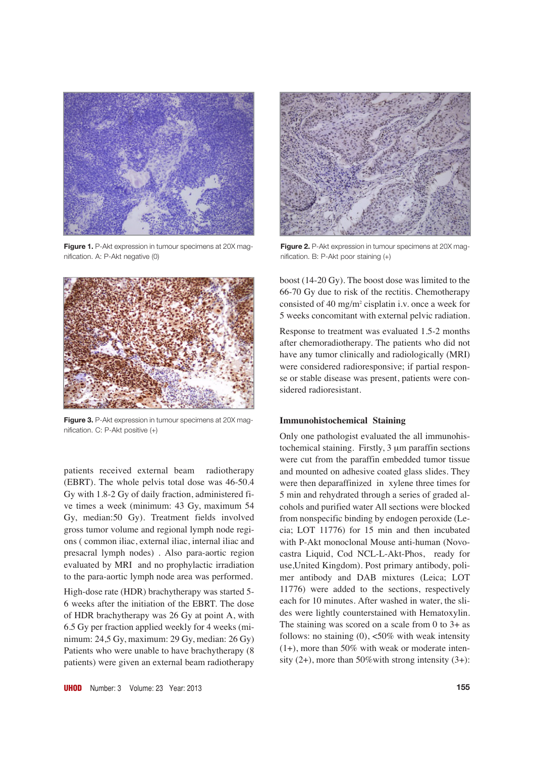Figure 1. P-Akt expression in tumour specimens at 20X magnification. A: P-Akt negative (0)

Figure 2. P-Akt expression in tumour specimens at 20X magnification. B: P-Akt poor staining (+)

Figure 3. P-Akt expression in tumour specimens at 20X magnification. C: P-Akt positive (+)

patients received external beam radiotherapy (EBRT). The whole pelvis total dose was 46-50.4 Gy with 1.8-2 Gy of daily fraction, administered five times a week (minimum: 43 Gy, maximum 54 Gy, median:50 Gy). Treatment fields involved gross tumor volume and regional lymph node regions ( common iliac, external iliac, internal iliac and presacral lymph nodes) . Also para-aortic region evaluated by MRI and no prophylactic irradiation to the para-aortic lymph node area was performed.

High-dose rate (HDR) brachytherapy was started 5-6 weeks after the initiation of the EBRT. The dose of HDR brachytherapy was 26 Gy at point A, with 6.5 Gy per fraction applied weekly for 4 weeks (minimum: 24,5 Gy, maximum: 29 Gy, median: 26 Gy) Patients who were unable to have brachytherapy (8 patients) were given an external beam radiotherapy boost (14-20 Gy). The boost dose was limited to the 66-70 Gy due to risk of the rectitis. Chemotherapy consisted of 40 mg/m$^2$ cisplatin i.v. once a week for 5 weeks concomitant with external pelvic radiation.

Response to treatment was evaluated 1.5-2 months after chemoradiotherapy. The patients who did not have any tumor clinically and radiologically (MRI) were considered radioresponsive; if partial response or stable disease was present, patients were considered radioresistant.

## Immunohistochemical Staining

Only one pathologist evaluated the all immunohistochemical staining. Firstly, 3 µm paraffin sections were cut from the paraffin embedded tumor tissue and mounted on adhesive coated glass slides. They were then deparaffinized in xylene three times for 5 min and rehydrated through a series of graded alcohols and purified water All sections were blocked from nonspecific binding by endogen peroxide (Lecia; LOT 11776) for 15 min and then incubated with P-Akt monoclonal Mouse anti-human (Novocastra Liquid, Cod NCL-L-Akt-Phos, ready for use,United Kingdom). Post primary antibody, polimer antibody and DAB mixtures (Leica; LOT 11776) were added to the sections, respectively each for 10 minutes. After washed in water, the slides were lightly counterstained with Hematoxylin. The staining was scored on a scale from 0 to 3+ as follows: no staining (0), <50% with weak intensity (1+), more than 50% with weak or moderate intensity (2+), more than 50%with strong intensity (3+):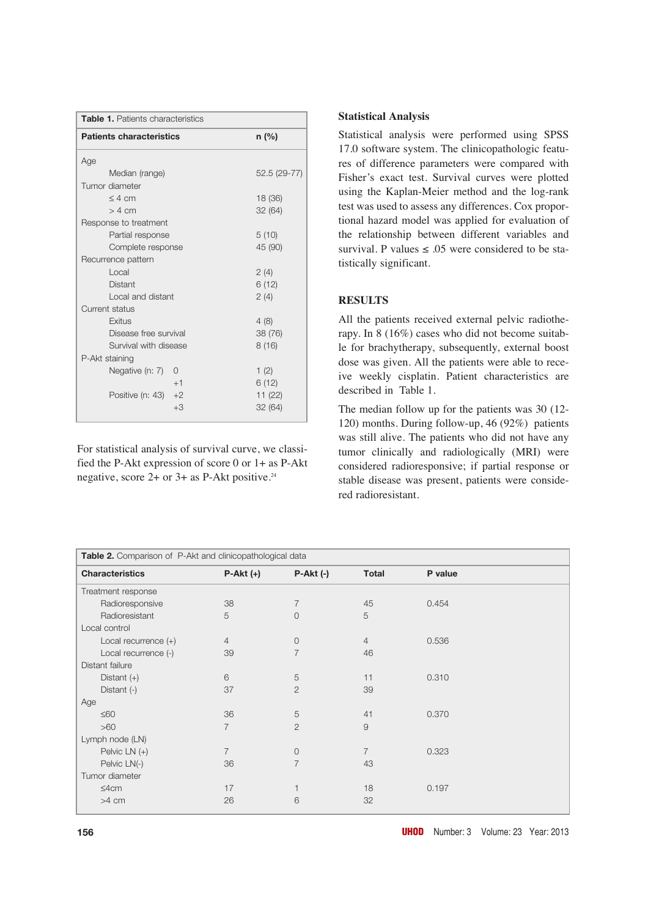**Table 1.** Patients characteristics

| Patients characteristics | | n (%) |
|---|---|---|
| Age | | |
| Median (range) | | 52.5 (29-77) |
| Tumor diameter | | |
| ≤ 4 cm | | 18 (36) |
| > 4 cm | | 32 (64) |
| Response to treatment | | |
| Partial response | | 5 (10) |
| Complete response | | 45 (90) |
| Recurrence pattern | | |
| Local | | 2 (4) |
| Distant | | 6 (12) |
| Local and distant | | 2 (4) |
| Current status | | |
| Exitus | | 4 (8) |
| Disease free survival | | 38 (76) |
| Survival with disease | | 8 (16) |
| P-Akt staining | | |
| Negative (n: 7) | 0 | 1 (2) |
| | +1 | 6 (12) |
| Positive (n: 43) | +2 | 11 (22) |
| | +3 | 32 (64) |

For statistical analysis of survival curve, we classified the P-Akt expression of score 0 or 1+ as P-Akt negative, score 2+ or 3+ as P-Akt positive.[24]

### Statistical Analysis

Statistical analysis were performed using SPSS 17.0 software system. The clinicopathologic features of difference parameters were compared with Fisher's exact test. Survival curves were plotted using the Kaplan-Meier method and the log-rank test was used to assess any differences. Cox proportional hazard model was applied for evaluation of the relationship between different variables and survival. P values ≤ .05 were considered to be statistically significant.

## RESULTS

All the patients received external pelvic radiotherapy. In 8 (16%) cases who did not become suitable for brachytherapy, subsequently, external boost dose was given. All the patients were able to receive weekly cisplatin. Patient characteristics are described in Table 1.

The median follow up for the patients was 30 (12-120) months. During follow-up, 46 (92%) patients was still alive. The patients who did not have any tumor clinically and radiologically (MRI) were considered radioresponsive; if partial response or stable disease was present, patients were considered radioresistant.

**Table 2.** Comparison of P-Akt and clinicopathological data

| Characteristics | P-Akt (+) | P-Akt (-) | Total | P value |
|---|---|---|---|---|
| Treatment response | | | | |
| Radioresponsive | 38 | 7 | 45 | 0.454 |
| Radioresistant | 5 | 0 | 5 | |
| Local control | | | | |
| Local recurrence (+) | 4 | 0 | 4 | 0.536 |
| Local recurrence (-) | 39 | 7 | 46 | |
| Distant failure | | | | |
| Distant (+) | 6 | 5 | 11 | 0.310 |
| Distant (-) | 37 | 2 | 39 | |
| Age | | | | |
| ≤60 | 36 | 5 | 41 | 0.370 |
| >60 | 7 | 2 | 9 | |
| Lymph node (LN) | | | | |
| Pelvic LN (+) | 7 | 0 | 7 | 0.323 |
| Pelvic LN(-) | 36 | 7 | 43 | |
| Tumor diameter | | | | |
| ≤4cm | 17 | 1 | 18 | 0.197 |
| >4 cm | 26 | 6 | 32 | |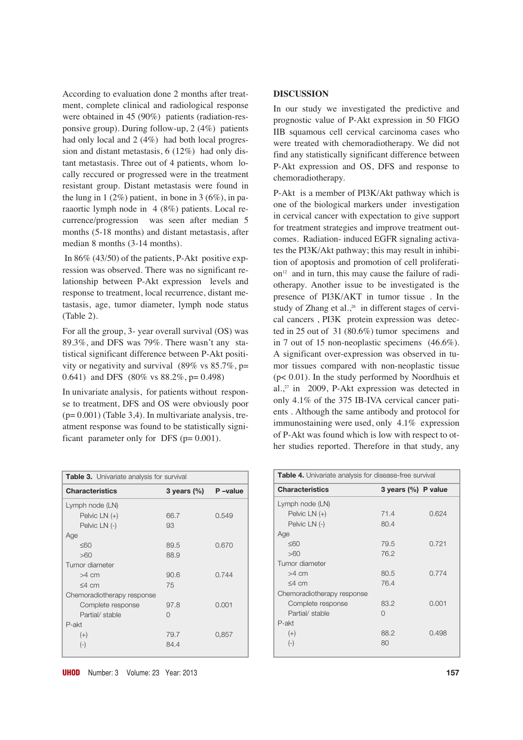According to evaluation done 2 months after treatment, complete clinical and radiological response were obtained in 45 (90%) patients (radiation-responsive group). During follow-up, 2 (4%) patients had only local and 2 (4%) had both local progression and distant metastasis, 6 (12%) had only distant metastasis. Three out of 4 patients, whom locally reccured or progressed were in the treatment resistant group. Distant metastasis were found in the lung in 1 (2%) patient, in bone in 3 (6%), in paraaortic lymph node in 4 (8%) patients. Local recurrence/progression was seen after median 5 months (5-18 months) and distant metastasis, after median 8 months (3-14 months).

In 86% (43/50) of the patients, P-Akt positive expression was observed. There was no significant relationship between P-Akt expression levels and response to treatment, local recurrence, distant metastasis, age, tumor diameter, lymph node status (Table 2).

For all the group, 3- year overall survival (OS) was 89.3%, and DFS was 79%. There wasn't any statistical significant difference between P-Akt positivity or negativity and survival (89% vs 85.7%, p= 0.641) and DFS (80% vs 88.2%, p= 0.498)

In univariate analysis, for patients without response to treatment, DFS and OS were obviously poor (p= 0.001) (Table 3,4). In multivariate analysis, treatment response was found to be statistically significant parameter only for DFS (p= 0.001).

**Table 3.** Univariate analysis for survival

| Characteristics | 3 years (%) | P –value |
|---|---|---|
| Lymph node (LN) | | |
| Pelvic LN (+) | 66.7 | 0.549 |
| Pelvic LN (-) | 93 | |
| Age | | |
| ≤60 | 89.5 | 0.670 |
| >60 | 88.9 | |
| Tumor diameter | | |
| >4 cm | 90.6 | 0.744 |
| ≤4 cm | 75 | |
| Chemoradiotherapy response | | |
| Complete response | 97.8 | 0.001 |
| Partial/ stable | 0 | |
| P-akt | | |
| (+) | 79.7 | 0,857 |
| (-) | 84.4 | |

**Table 4.** Univariate analysis for disease-free survival

| Characteristics | 3 years (%) | P value |
|---|---|---|
| Lymph node (LN) | | |
| Pelvic LN (+) | 71.4 | 0.624 |
| Pelvic LN (-) | 80.4 | |
| Age | | |
| ≤60 | 79.5 | 0.721 |
| >60 | 76.2 | |
| Tumor diameter | | |
| >4 cm | 80.5 | 0.774 |
| ≤4 cm | 76.4 | |
| Chemoradiotherapy response | | |
| Complete response | 83.2 | 0.001 |
| Partial/ stable | 0 | |
| P-akt | | |
| (+) | 88.2 | 0.498 |
| (-) | 80 | |

## DISCUSSION

In our study we investigated the predictive and prognostic value of P-Akt expression in 50 FIGO IIB squamous cell cervical carcinoma cases who were treated with chemoradiotherapy. We did not find any statistically significant difference between P-Akt expression and OS, DFS and response to chemoradiotherapy.

P-Akt is a member of PI3K/Akt pathway which is one of the biological markers under investigation in cervical cancer with expectation to give support for treatment strategies and improve treatment outcomes. Radiation- induced EGFR signaling activates the PI3K/Akt pathway; this may result in inhibition of apoptosis and promotion of cell proliferation[12] and in turn, this may cause the failure of radiotherapy. Another issue to be investigated is the presence of PI3K/AKT in tumor tissue . In the study of Zhang et al.,[26] in different stages of cervical cancers , PI3K protein expression was detected in 25 out of 31 (80.6%) tumor specimens and in 7 out of 15 non-neoplastic specimens (46.6%). A significant over-expression was observed in tumor tissues compared with non-neoplastic tissue (p< 0.01). In the study performed by Noordhuis et al.,[27] in 2009, P-Akt expression was detected in only 4.1% of the 375 IB-IVA cervical cancer patients . Although the same antibody and protocol for immunostaining were used, only 4.1% expression of P-Akt was found which is low with respect to other studies reported. Therefore in that study, any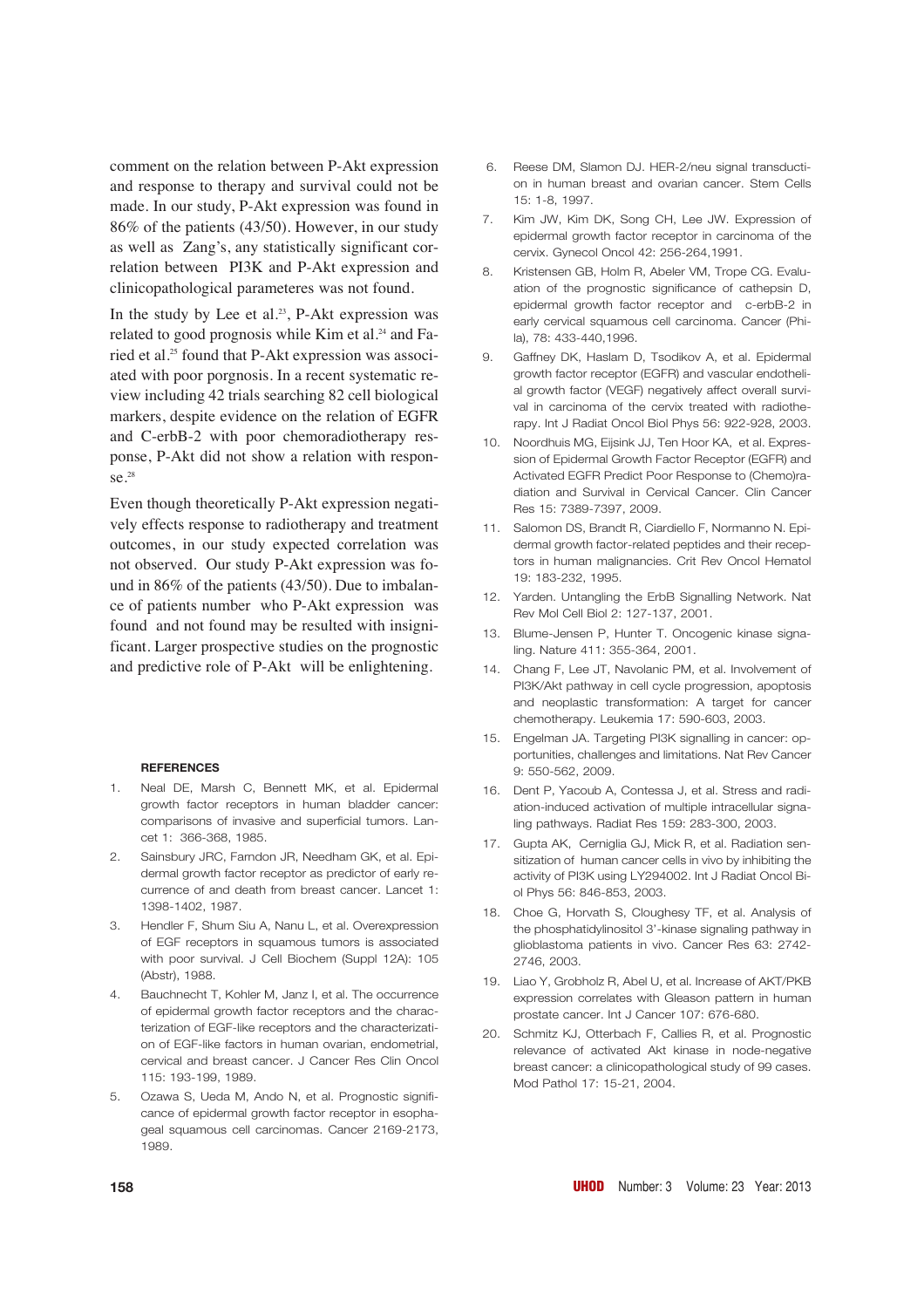comment on the relation between P-Akt expression and response to therapy and survival could not be made. In our study, P-Akt expression was found in 86% of the patients (43/50). However, in our study as well as Zang's, any statistically significant correlation between PI3K and P-Akt expression and clinicopathological parameteres was not found.

In the study by Lee et al.[23], P-Akt expression was related to good prognosis while Kim et al.[24] and Faried et al.[25] found that P-Akt expression was associated with poor porgnosis. In a recent systematic review including 42 trials searching 82 cell biological markers, despite evidence on the relation of EGFR and C-erbB-2 with poor chemoradiotherapy response, P-Akt did not show a relation with response.[28]

Even though theoretically P-Akt expression negatively effects response to radiotherapy and treatment outcomes, in our study expected correlation was not observed. Our study P-Akt expression was found in 86% of the patients (43/50). Due to imbalance of patients number who P-Akt expression was found and not found may be resulted with insignificant. Larger prospective studies on the prognostic and predictive role of P-Akt will be enlightening.

#### REFERENCES

1. Neal DE, Marsh C, Bennett MK, et al. Epidermal growth factor receptors in human bladder cancer: comparisons of invasive and superficial tumors. Lancet 1: 366-368, 1985.
2. Sainsbury JRC, Farndon JR, Needham GK, et al. Epidermal growth factor receptor as predictor of early recurrence of and death from breast cancer. Lancet 1: 1398-1402, 1987.
3. Hendler F, Shum Siu A, Nanu L, et al. Overexpression of EGF receptors in squamous tumors is associated with poor survival. J Cell Biochem (Suppl 12A): 105 (Abstr), 1988.
4. Bauchnecht T, Kohler M, Janz I, et al. The occurrence of epidermal growth factor receptors and the characterization of EGF-like receptors and the characterization of EGF-like factors in human ovarian, endometrial, cervical and breast cancer. J Cancer Res Clin Oncol 115: 193-199, 1989.
5. Ozawa S, Ueda M, Ando N, et al. Prognostic significance of epidermal growth factor receptor in esophageal squamous cell carcinomas. Cancer 2169-2173, 1989.
6. Reese DM, Slamon DJ. HER-2/neu signal transduction in human breast and ovarian cancer. Stem Cells 15: 1-8, 1997.
7. Kim JW, Kim DK, Song CH, Lee JW. Expression of epidermal growth factor receptor in carcinoma of the cervix. Gynecol Oncol 42: 256-264,1991.
8. Kristensen GB, Holm R, Abeler VM, Trope CG. Evaluation of the prognostic significance of cathepsin D, epidermal growth factor receptor and c-erbB-2 in early cervical squamous cell carcinoma. Cancer (Phila), 78: 433-440,1996.
9. Gaffney DK, Haslam D, Tsodikov A, et al. Epidermal growth factor receptor (EGFR) and vascular endothelial growth factor (VEGF) negatively affect overall survival in carcinoma of the cervix treated with radiotherapy. Int J Radiat Oncol Biol Phys 56: 922-928, 2003.
10. Noordhuis MG, Eijsink JJ, Ten Hoor KA, et al. Expression of Epidermal Growth Factor Receptor (EGFR) and Activated EGFR Predict Poor Response to (Chemo)radiation and Survival in Cervical Cancer. Clin Cancer Res 15: 7389-7397, 2009.
11. Salomon DS, Brandt R, Ciardiello F, Normanno N. Epidermal growth factor-related peptides and their receptors in human malignancies. Crit Rev Oncol Hematol 19: 183-232, 1995.
12. Yarden. Untangling the ErbB Signalling Network. Nat Rev Mol Cell Biol 2: 127-137, 2001.
13. Blume-Jensen P, Hunter T. Oncogenic kinase signaling. Nature 411: 355-364, 2001.
14. Chang F, Lee JT, Navolanic PM, et al. Involvement of PI3K/Akt pathway in cell cycle progression, apoptosis and neoplastic transformation: A target for cancer chemotherapy. Leukemia 17: 590-603, 2003.
15. Engelman JA. Targeting PI3K signalling in cancer: opportunities, challenges and limitations. Nat Rev Cancer 9: 550-562, 2009.
16. Dent P, Yacoub A, Contessa J, et al. Stress and radiation-induced activation of multiple intracellular signaling pathways. Radiat Res 159: 283-300, 2003.
17. Gupta AK, Cerniglia GJ, Mick R, et al. Radiation sensitization of human cancer cells in vivo by inhibiting the activity of PI3K using LY294002. Int J Radiat Oncol Biol Phys 56: 846-853, 2003.
18. Choe G, Horvath S, Cloughesy TF, et al. Analysis of the phosphatidylinositol 3'-kinase signaling pathway in glioblastoma patients in vivo. Cancer Res 63: 2742-2746, 2003.
19. Liao Y, Grobholz R, Abel U, et al. Increase of AKT/PKB expression correlates with Gleason pattern in human prostate cancer. Int J Cancer 107: 676-680.
20. Schmitz KJ, Otterbach F, Callies R, et al. Prognostic relevance of activated Akt kinase in node-negative breast cancer: a clinicopathological study of 99 cases. Mod Pathol 17: 15-21, 2004.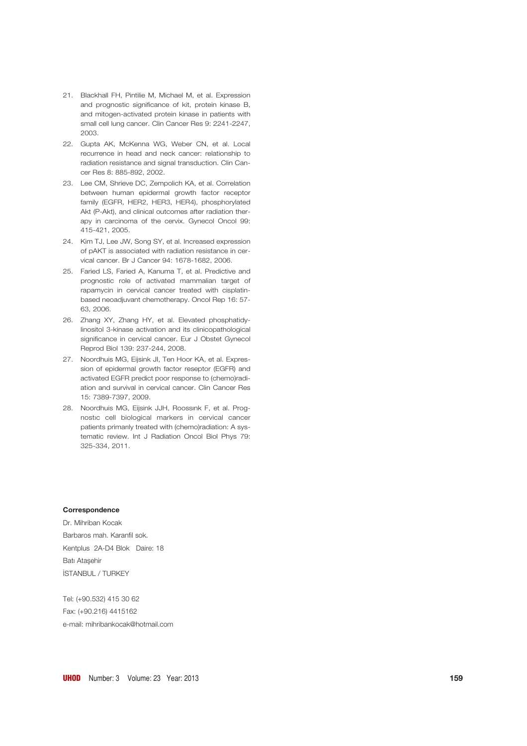21. Blackhall FH, Pintilie M, Michael M, et al. Expression and prognostic significance of kit, protein kinase B, and mitogen-activated protein kinase in patients with small cell lung cancer. Clin Cancer Res 9: 2241-2247, 2003.
22. Gupta AK, McKenna WG, Weber CN, et al. Local recurrence in head and neck cancer: relationship to radiation resistance and signal transduction. Clin Cancer Res 8: 885-892, 2002.
23. Lee CM, Shrieve DC, Zempolich KA, et al. Correlation between human epidermal growth factor receptor family (EGFR, HER2, HER3, HER4), phosphorylated Akt (P-Akt), and clinical outcomes after radiation therapy in carcinoma of the cervix. Gynecol Oncol 99: 415-421, 2005.
24. Kim TJ, Lee JW, Song SY, et al. Increased expression of pAKT is associated with radiation resistance in cervical cancer. Br J Cancer 94: 1678-1682, 2006.
25. Faried LS, Faried A, Kanuma T, et al. Predictive and prognostic role of activated mammalian target of rapamycin in cervical cancer treated with cisplatin-based neoadjuvant chemotherapy. Oncol Rep 16: 57-63, 2006.
26. Zhang XY, Zhang HY, et al. Elevated phosphatidylinositol 3-kinase activation and its clinicopathological significance in cervical cancer. Eur J Obstet Gynecol Reprod Biol 139: 237-244, 2008.
27. Noordhuis MG, Eijsink JI, Ten Hoor KA, et al. Expression of epidermal growth factor reseptor (EGFR) and activated EGFR predict poor response to (chemo)radiation and survival in cervical cancer. Clin Cancer Res 15: 7389-7397, 2009.
28. Noordhuis MG, Eijsink JJH, Roossınk F, et al. Prognostıc cell biological markers in cervical cancer patients primarıly treated with (chemo)radiation: A systematic review. Int J Radiation Oncol Biol Phys 79: 325-334, 2011.

**Correspondence**

Dr. Mihriban Kocak
Barbaros mah. Karanfil sok.
Kentplus 2A-D4 Blok Daire: 18
Batı Ataşehir
İSTANBUL / TURKEY

Tel: (+90.532) 415 30 62
Fax: (+90.216) 4415162
e-mail: mihribankocak@hotmail.com